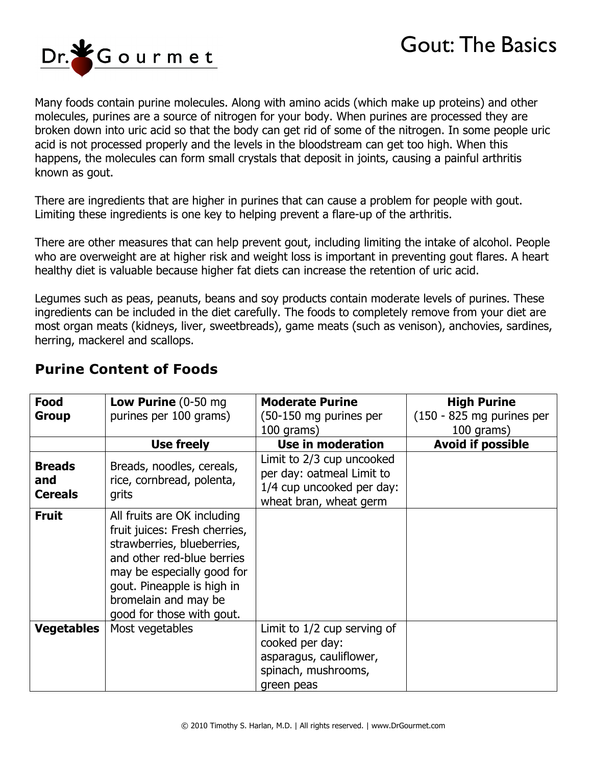# Gout: The Basics

Many foods contain purine molecules. Along with amino acids (which make up proteins) and other molecules, purines are a source of nitrogen for your body. When purines are processed they are broken down into uric acid so that the body can get rid of some of the nitrogen. In some people uric acid is not processed properly and the levels in the bloodstream can get too high. When this happens, the molecules can form small crystals that deposit in joints, causing a painful arthritis known as gout.

There are ingredients that are higher in purines that can cause a problem for people with gout. Limiting these ingredients is one key to helping prevent a flare-up of the arthritis.

There are other measures that can help prevent gout, including limiting the intake of alcohol. People who are overweight are at higher risk and weight loss is important in preventing gout flares. A heart healthy diet is valuable because higher fat diets can increase the retention of uric acid.

Legumes such as peas, peanuts, beans and soy products contain moderate levels of purines. These ingredients can be included in the diet carefully. The foods to completely remove from your diet are most organ meats (kidneys, liver, sweetbreads), game meats (such as venison), anchovies, sardines, herring, mackerel and scallops.

## Purine Content of Foods

| **Food Group** | **Low Purine** (0-50 mg purines per 100 grams) | **Moderate Purine** (50-150 mg purines per 100 grams) | **High Purine** (150 - 825 mg purines per 100 grams) |
|---|---|---|---|
| | **Use freely** | **Use in moderation** | **Avoid if possible** |
| **Breads and Cereals** | Breads, noodles, cereals, rice, cornbread, polenta, grits | Limit to 2/3 cup uncooked per day: oatmeal Limit to 1/4 cup uncooked per day: wheat bran, wheat germ | |
| **Fruit** | All fruits are OK including fruit juices: Fresh cherries, strawberries, blueberries, and other red-blue berries may be especially good for gout. Pineapple is high in bromelain and may be good for those with gout. | | |
| **Vegetables** | Most vegetables | Limit to 1/2 cup serving of cooked per day: asparagus, cauliflower, spinach, mushrooms, green peas | |

© 2010 Timothy S. Harlan, M.D. | All rights reserved. | www.DrGourmet.com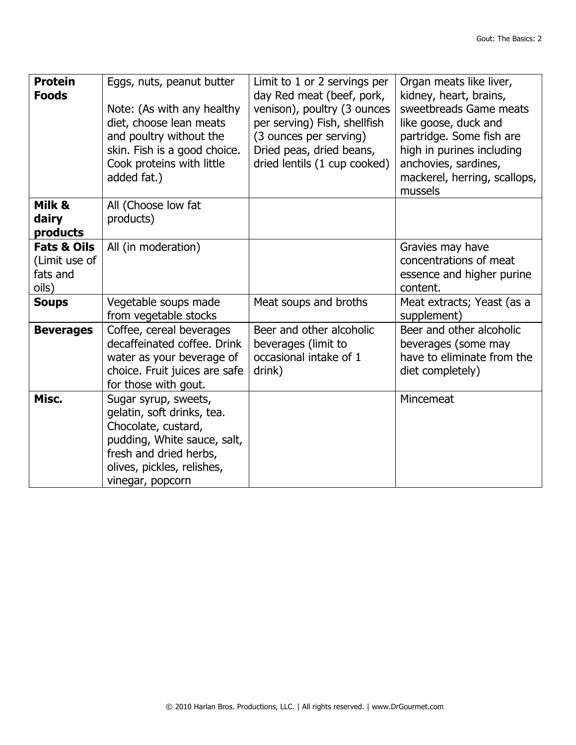| | | | |
|---|---|---|---|
| **Protein Foods** | Eggs, nuts, peanut butter<br><br>Note: (As with any healthy diet, choose lean meats and poultry without the skin. Fish is a good choice. Cook proteins with little added fat.) | Limit to 1 or 2 servings per day Red meat (beef, pork, venison), poultry (3 ounces per serving) Fish, shellfish (3 ounces per serving) Dried peas, dried beans, dried lentils (1 cup cooked) | Organ meats like liver, kidney, heart, brains, sweetbreads Game meats like goose, duck and partridge. Some fish are high in purines including anchovies, sardines, mackerel, herring, scallops, mussels |
| **Milk & dairy products** | All (Choose low fat products) | | |
| **Fats & Oils** (Limit use of fats and oils) | All (in moderation) | | Gravies may have concentrations of meat essence and higher purine content. |
| **Soups** | Vegetable soups made from vegetable stocks | Meat soups and broths | Meat extracts; Yeast (as a supplement) |
| **Beverages** | Coffee, cereal beverages decaffeinated coffee. Drink water as your beverage of choice. Fruit juices are safe for those with gout. | Beer and other alcoholic beverages (limit to occasional intake of 1 drink) | Beer and other alcoholic beverages (some may have to eliminate from the diet completely) |
| **Misc.** | Sugar syrup, sweets, gelatin, soft drinks, tea. Chocolate, custard, pudding, White sauce, salt, fresh and dried herbs, olives, pickles, relishes, vinegar, popcorn | | Mincemeat |

© 2010 Harlan Bros. Productions, LLC. | All rights reserved. | www.DrGourmet.com